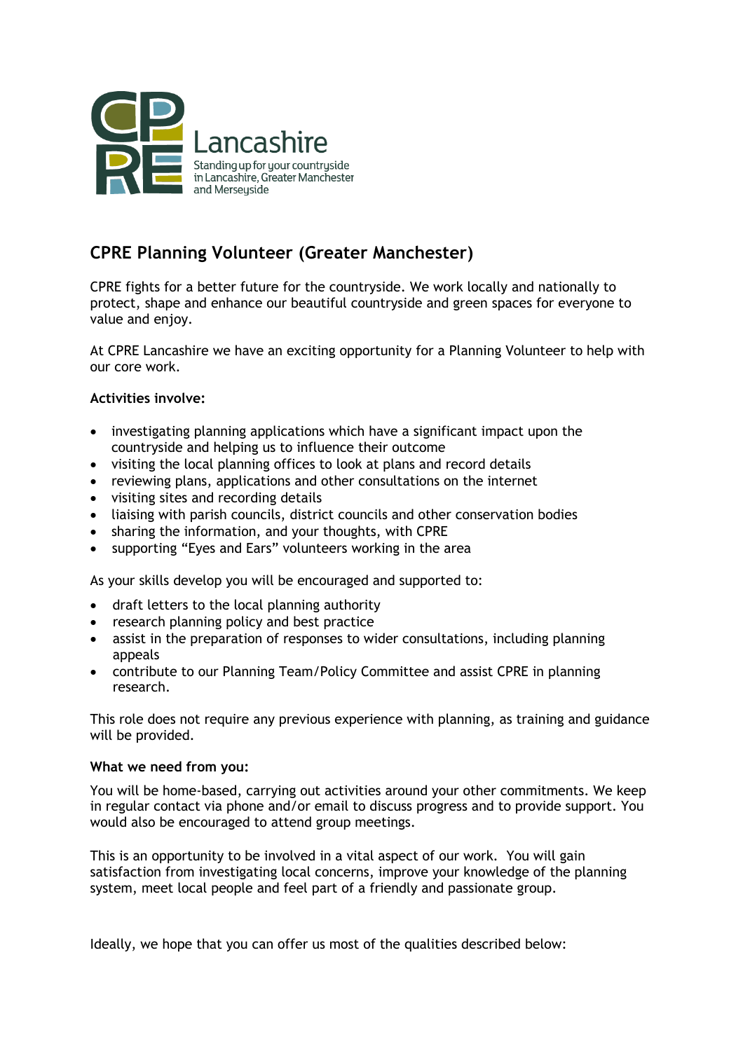Lancashire

Standing up for your countryside in Lancashire, Greater Manchester and Merseyside

## CPRE Planning Volunteer (Greater Manchester)

CPRE fights for a better future for the countryside. We work locally and nationally to protect, shape and enhance our beautiful countryside and green spaces for everyone to value and enjoy.

At CPRE Lancashire we have an exciting opportunity for a Planning Volunteer to help with our core work.

**Activities involve:**

- investigating planning applications which have a significant impact upon the countryside and helping us to influence their outcome
- visiting the local planning offices to look at plans and record details
- reviewing plans, applications and other consultations on the internet
- visiting sites and recording details
- liaising with parish councils, district councils and other conservation bodies
- sharing the information, and your thoughts, with CPRE
- supporting "Eyes and Ears" volunteers working in the area

As your skills develop you will be encouraged and supported to:

- draft letters to the local planning authority
- research planning policy and best practice
- assist in the preparation of responses to wider consultations, including planning appeals
- contribute to our Planning Team/Policy Committee and assist CPRE in planning research.

This role does not require any previous experience with planning, as training and guidance will be provided.

**What we need from you:**

You will be home-based, carrying out activities around your other commitments. We keep in regular contact via phone and/or email to discuss progress and to provide support. You would also be encouraged to attend group meetings.

This is an opportunity to be involved in a vital aspect of our work. You will gain satisfaction from investigating local concerns, improve your knowledge of the planning system, meet local people and feel part of a friendly and passionate group.

Ideally, we hope that you can offer us most of the qualities described below: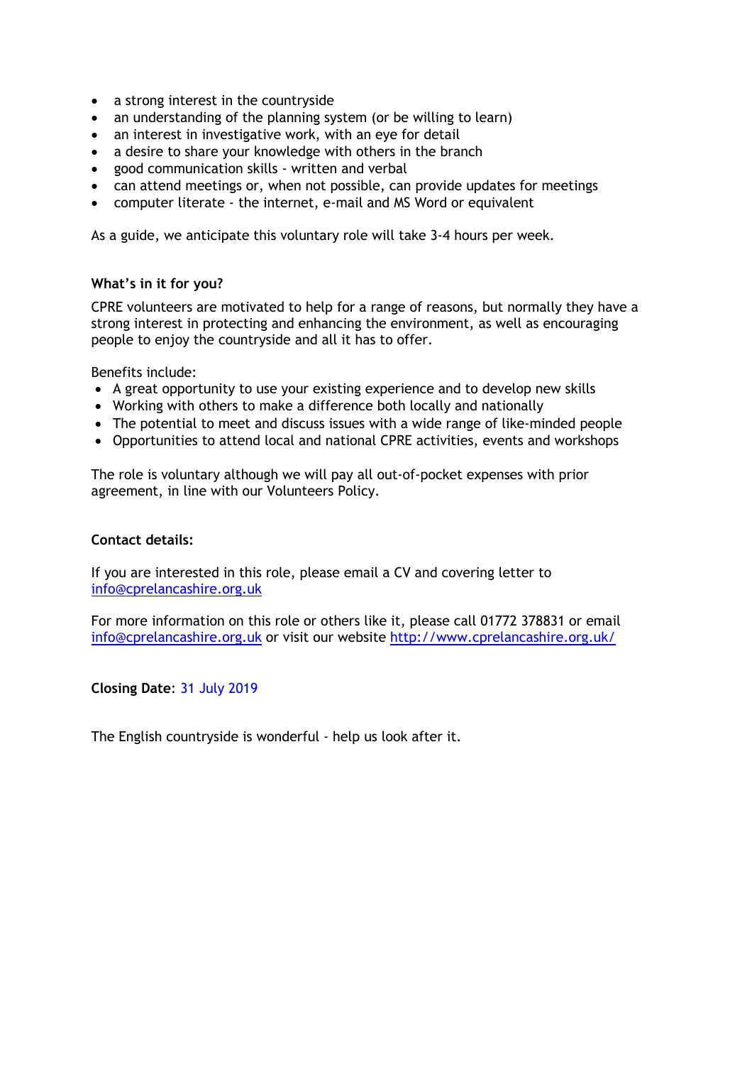- a strong interest in the countryside
- an understanding of the planning system (or be willing to learn)
- an interest in investigative work, with an eye for detail
- a desire to share your knowledge with others in the branch
- good communication skills - written and verbal
- can attend meetings or, when not possible, can provide updates for meetings
- computer literate - the internet, e-mail and MS Word or equivalent

As a guide, we anticipate this voluntary role will take 3-4 hours per week.

**What's in it for you?**

CPRE volunteers are motivated to help for a range of reasons, but normally they have a strong interest in protecting and enhancing the environment, as well as encouraging people to enjoy the countryside and all it has to offer.

Benefits include:

- A great opportunity to use your existing experience and to develop new skills
- Working with others to make a difference both locally and nationally
- The potential to meet and discuss issues with a wide range of like-minded people
- Opportunities to attend local and national CPRE activities, events and workshops

The role is voluntary although we will pay all out-of-pocket expenses with prior agreement, in line with our Volunteers Policy.

**Contact details:**

If you are interested in this role, please email a CV and covering letter to [info@cprelancashire.org.uk](mailto:info@cprelancashire.org.uk)

For more information on this role or others like it, please call 01772 378831 or email [info@cprelancashire.org.uk](mailto:info@cprelancashire.org.uk) or visit our website [http://www.cprelancashire.org.uk/](http://www.cprelancashire.org.uk/)

**Closing Date**: 31 July 2019

The English countryside is wonderful - help us look after it.